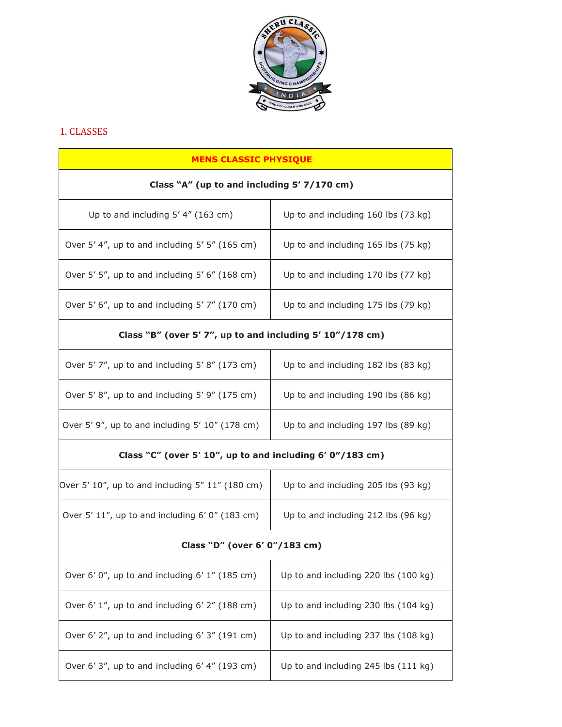## 1. CLASSES

| MENS CLASSIC PHYSIQUE | |
|---|---|
| **Class "A" (up to and including 5' 7/170 cm)** | |
| Up to and including 5' 4" (163 cm) | Up to and including 160 lbs (73 kg) |
| Over 5' 4", up to and including 5' 5" (165 cm) | Up to and including 165 lbs (75 kg) |
| Over 5' 5", up to and including 5' 6" (168 cm) | Up to and including 170 lbs (77 kg) |
| Over 5' 6", up to and including 5' 7" (170 cm) | Up to and including 175 lbs (79 kg) |
| **Class "B" (over 5' 7", up to and including 5' 10"/178 cm)** | |
| Over 5' 7", up to and including 5' 8" (173 cm) | Up to and including 182 lbs (83 kg) |
| Over 5' 8", up to and including 5' 9" (175 cm) | Up to and including 190 lbs (86 kg) |
| Over 5' 9", up to and including 5' 10" (178 cm) | Up to and including 197 lbs (89 kg) |
| **Class "C" (over 5' 10", up to and including 6' 0"/183 cm)** | |
| Over 5' 10", up to and including 5" 11" (180 cm) | Up to and including 205 lbs (93 kg) |
| Over 5' 11", up to and including 6' 0" (183 cm) | Up to and including 212 lbs (96 kg) |
| **Class "D" (over 6' 0"/183 cm)** | |
| Over 6' 0", up to and including 6' 1" (185 cm) | Up to and including 220 lbs (100 kg) |
| Over 6' 1", up to and including 6' 2" (188 cm) | Up to and including 230 lbs (104 kg) |
| Over 6' 2", up to and including 6' 3" (191 cm) | Up to and including 237 lbs (108 kg) |
| Over 6' 3", up to and including 6' 4" (193 cm) | Up to and including 245 lbs (111 kg) |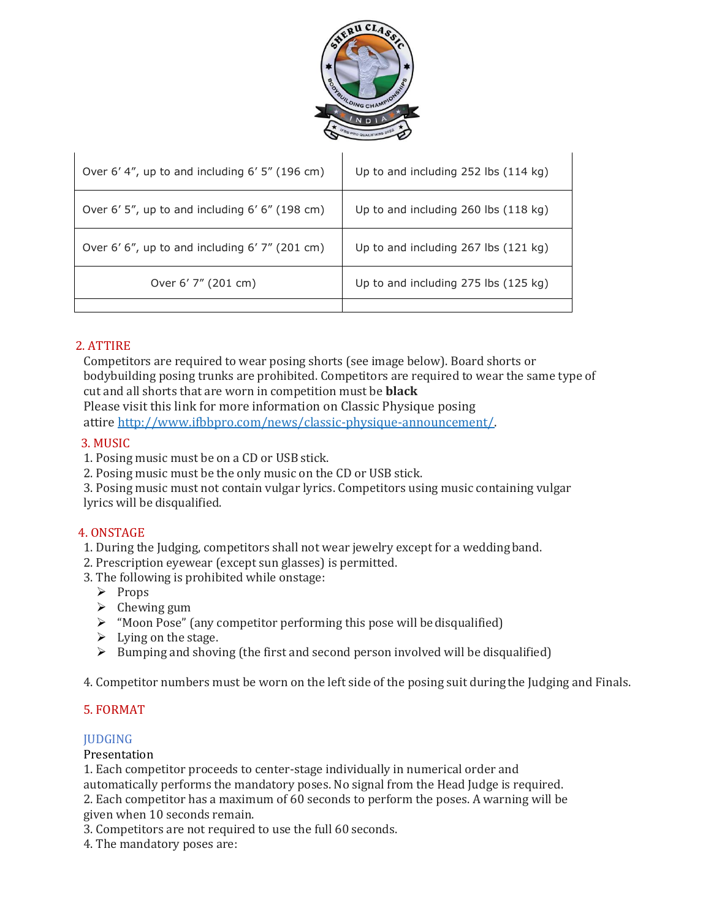| | |
|---|---|
| Over 6’ 4”, up to and including 6’ 5” (196 cm) | Up to and including 252 lbs (114 kg) |
| Over 6’ 5”, up to and including 6’ 6” (198 cm) | Up to and including 260 lbs (118 kg) |
| Over 6’ 6”, up to and including 6’ 7” (201 cm) | Up to and including 267 lbs (121 kg) |
| Over 6’ 7” (201 cm) | Up to and including 275 lbs (125 kg) |
| | |

## 2. ATTIRE

Competitors are required to wear posing shorts (see image below). Board shorts or bodybuilding posing trunks are prohibited. Competitors are required to wear the same type of cut and all shorts that are worn in competition must be **black**
Please visit this link for more information on Classic Physique posing attire http://www.ifbbpro.com/news/classic-physique-announcement/.

## 3. MUSIC

1. Posing music must be on a CD or USB stick.
2. Posing music must be the only music on the CD or USB stick.
3. Posing music must not contain vulgar lyrics. Competitors using music containing vulgar lyrics will be disqualified.

## 4. ONSTAGE

1. During the Judging, competitors shall not wear jewelry except for a wedding band.
2. Prescription eyewear (except sun glasses) is permitted.
3. The following is prohibited while onstage:
   - Props
   - Chewing gum
   - “Moon Pose” (any competitor performing this pose will be disqualified)
   - Lying on the stage.
   - Bumping and shoving (the first and second person involved will be disqualified)

4. Competitor numbers must be worn on the left side of the posing suit during the Judging and Finals.

## 5. FORMAT

### JUDGING

Presentation

1. Each competitor proceeds to center-stage individually in numerical order and automatically performs the mandatory poses. No signal from the Head Judge is required.
2. Each competitor has a maximum of 60 seconds to perform the poses. A warning will be given when 10 seconds remain.
3. Competitors are not required to use the full 60 seconds.
4. The mandatory poses are: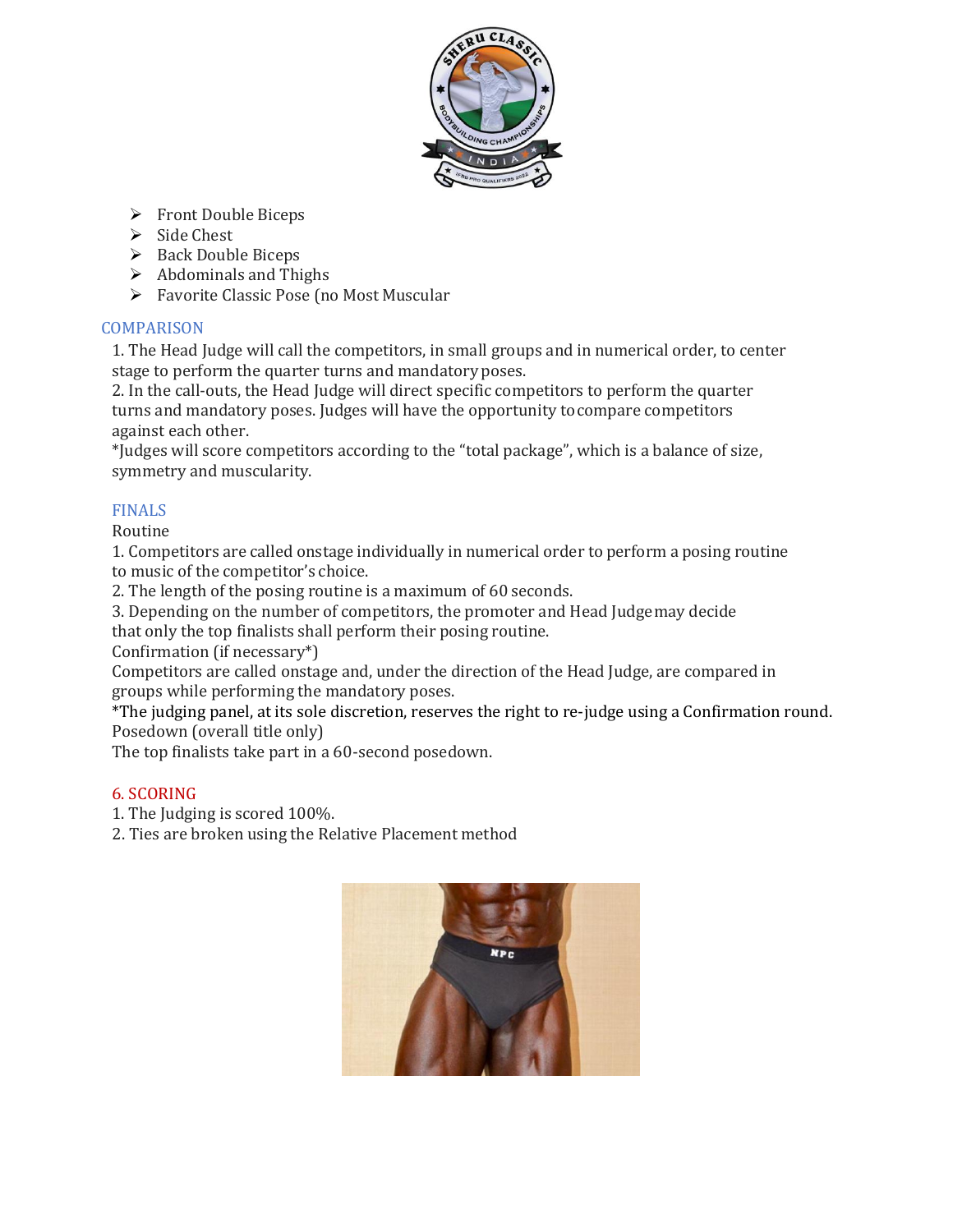- Front Double Biceps
- Side Chest
- Back Double Biceps
- Abdominals and Thighs
- Favorite Classic Pose (no Most Muscular

## COMPARISON

1. The Head Judge will call the competitors, in small groups and in numerical order, to center stage to perform the quarter turns and mandatory poses.
2. In the call-outs, the Head Judge will direct specific competitors to perform the quarter turns and mandatory poses. Judges will have the opportunity to compare competitors against each other.

*Judges will score competitors according to the "total package", which is a balance of size, symmetry and muscularity.

## FINALS

Routine

1. Competitors are called onstage individually in numerical order to perform a posing routine to music of the competitor's choice.
2. The length of the posing routine is a maximum of 60 seconds.
3. Depending on the number of competitors, the promoter and Head Judge may decide that only the top finalists shall perform their posing routine.

Confirmation (if necessary*)

Competitors are called onstage and, under the direction of the Head Judge, are compared in groups while performing the mandatory poses.

*The judging panel, at its sole discretion, reserves the right to re-judge using a Confirmation round.

Posedown (overall title only)

The top finalists take part in a 60-second posedown.

## 6. SCORING

1. The Judging is scored 100%.
2. Ties are broken using the Relative Placement method